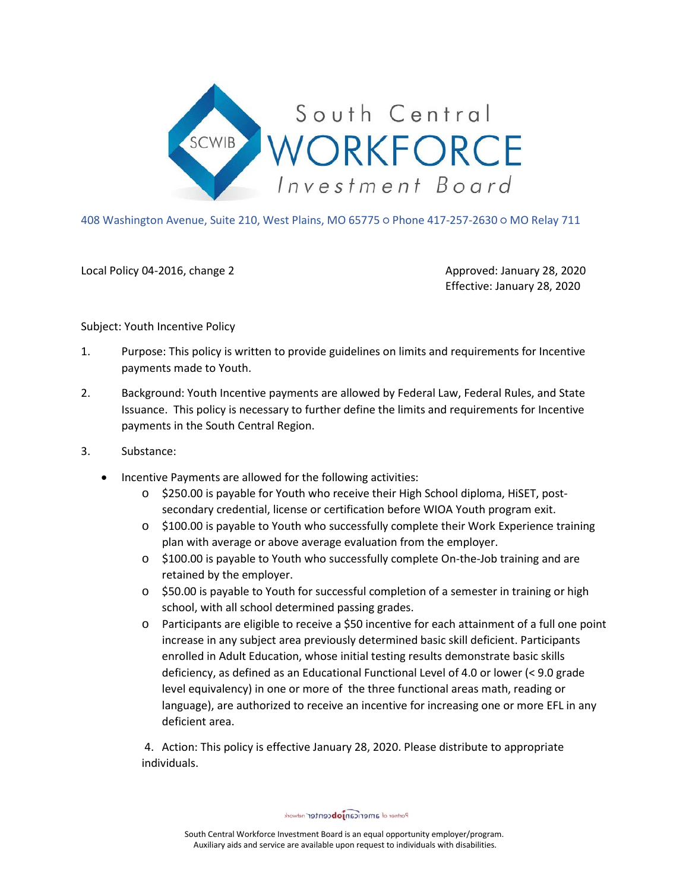South Central WORKFORCE Investment Board

408 Washington Avenue, Suite 210, West Plains, MO 65775 ○ Phone 417-257-2630 ○ MO Relay 711

Local Policy 04-2016, change 2

Approved: January 28, 2020
Effective: January 28, 2020

Subject: Youth Incentive Policy

1. Purpose: This policy is written to provide guidelines on limits and requirements for Incentive payments made to Youth.

2. Background: Youth Incentive payments are allowed by Federal Law, Federal Rules, and State Issuance. This policy is necessary to further define the limits and requirements for Incentive payments in the South Central Region.

3. Substance:

- Incentive Payments are allowed for the following activities:
  - $250.00 is payable for Youth who receive their High School diploma, HiSET, post-secondary credential, license or certification before WIOA Youth program exit.
  - $100.00 is payable to Youth who successfully complete their Work Experience training plan with average or above average evaluation from the employer.
  - $100.00 is payable to Youth who successfully complete On-the-Job training and are retained by the employer.
  - $50.00 is payable to Youth for successful completion of a semester in training or high school, with all school determined passing grades.
  - Participants are eligible to receive a $50 incentive for each attainment of a full one point increase in any subject area previously determined basic skill deficient. Participants enrolled in Adult Education, whose initial testing results demonstrate basic skills deficiency, as defined as an Educational Functional Level of 4.0 or lower (< 9.0 grade level equivalency) in one or more of the three functional areas math, reading or language), are authorized to receive an incentive for increasing one or more EFL in any deficient area.

4. Action: This policy is effective January 28, 2020. Please distribute to appropriate individuals.

South Central Workforce Investment Board is an equal opportunity employer/program.
Auxiliary aids and service are available upon request to individuals with disabilities.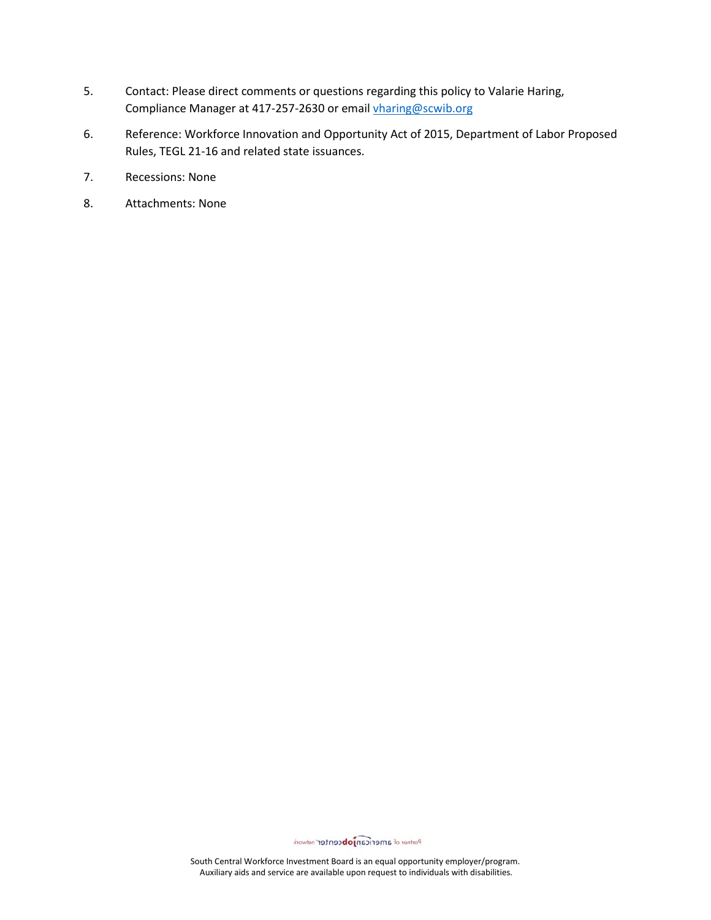5. Contact: Please direct comments or questions regarding this policy to Valarie Haring, Compliance Manager at 417-257-2630 or email vharing@scwib.org

6. Reference: Workforce Innovation and Opportunity Act of 2015, Department of Labor Proposed Rules, TEGL 21-16 and related state issuances.

7. Recessions: None

8. Attachments: None